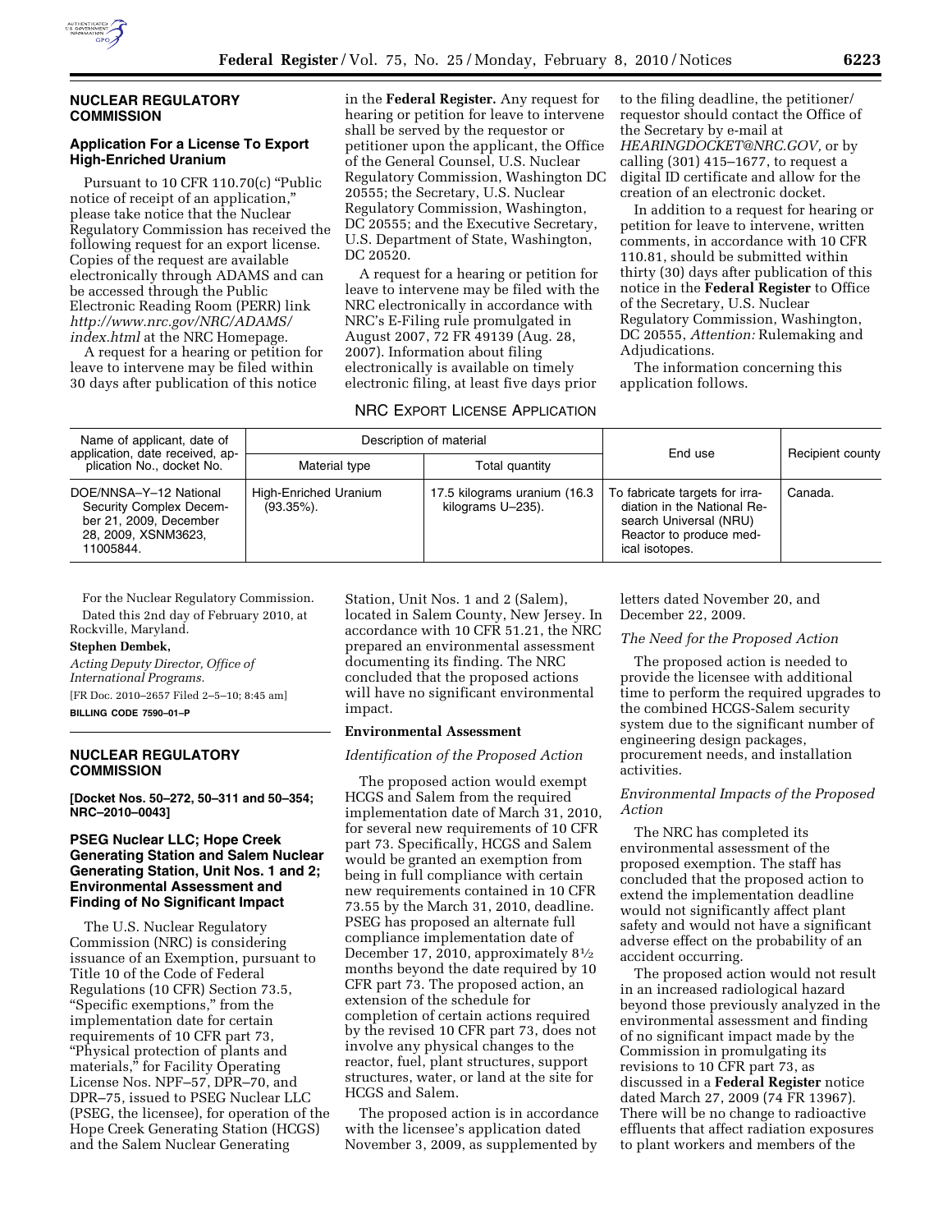## NUCLEAR REGULATORY COMMISSION

### Application For a License To Export High-Enriched Uranium

Pursuant to 10 CFR 110.70(c) "Public notice of receipt of an application," please take notice that the Nuclear Regulatory Commission has received the following request for an export license. Copies of the request are available electronically through ADAMS and can be accessed through the Public Electronic Reading Room (PERR) link *http://www.nrc.gov/NRC/ADAMS/index.html* at the NRC Homepage.

A request for a hearing or petition for leave to intervene may be filed within 30 days after publication of this notice in the **Federal Register.** Any request for hearing or petition for leave to intervene shall be served by the requestor or petitioner upon the applicant, the Office of the General Counsel, U.S. Nuclear Regulatory Commission, Washington DC 20555; the Secretary, U.S. Nuclear Regulatory Commission, Washington, DC 20555; and the Executive Secretary, U.S. Department of State, Washington, DC 20520.

A request for a hearing or petition for leave to intervene may be filed with the NRC electronically in accordance with NRC's E-Filing rule promulgated in August 2007, 72 FR 49139 (Aug. 28, 2007). Information about filing electronically is available on timely electronic filing, at least five days prior to the filing deadline, the petitioner/requestor should contact the Office of the Secretary by e-mail at *HEARINGDOCKET@NRC.GOV,* or by calling (301) 415–1677, to request a digital ID certificate and allow for the creation of an electronic docket.

In addition to a request for hearing or petition for leave to intervene, written comments, in accordance with 10 CFR 110.81, should be submitted within thirty (30) days after publication of this notice in the **Federal Register** to Office of the Secretary, U.S. Nuclear Regulatory Commission, Washington, DC 20555, *Attention:* Rulemaking and Adjudications.

The information concerning this application follows.

NRC EXPORT LICENSE APPLICATION

| Name of applicant, date of application, date received, application No., docket No. | Description of material | | End use | Recipient county |
|---|---|---|---|---|
| | Material type | Total quantity | | |
| DOE/NNSA–Y–12 National Security Complex December 21, 2009, December 28, 2009, XSNM3623, 11005844. | High-Enriched Uranium (93.35%). | 17.5 kilograms uranium (16.3 kilograms U–235). | To fabricate targets for irradiation in the National Research Universal (NRU) Reactor to produce medical isotopes. | Canada. |

For the Nuclear Regulatory Commission.

Dated this 2nd day of February 2010, at Rockville, Maryland.

**Stephen Dembek,**

*Acting Deputy Director, Office of International Programs.*

[FR Doc. 2010–2657 Filed 2–5–10; 8:45 am]

**BILLING CODE 7590–01–P**

## NUCLEAR REGULATORY COMMISSION

**[Docket Nos. 50–272, 50–311 and 50–354; NRC–2010–0043]**

### PSEG Nuclear LLC; Hope Creek Generating Station and Salem Nuclear Generating Station, Unit Nos. 1 and 2; Environmental Assessment and Finding of No Significant Impact

The U.S. Nuclear Regulatory Commission (NRC) is considering issuance of an Exemption, pursuant to Title 10 of the Code of Federal Regulations (10 CFR) Section 73.5, "Specific exemptions," from the implementation date for certain requirements of 10 CFR part 73, "Physical protection of plants and materials," for Facility Operating License Nos. NPF–57, DPR–70, and DPR–75, issued to PSEG Nuclear LLC (PSEG, the licensee), for operation of the Hope Creek Generating Station (HCGS) and the Salem Nuclear Generating Station, Unit Nos. 1 and 2 (Salem), located in Salem County, New Jersey. In accordance with 10 CFR 51.21, the NRC prepared an environmental assessment documenting its finding. The NRC concluded that the proposed actions will have no significant environmental impact.

**Environmental Assessment**

*Identification of the Proposed Action*

The proposed action would exempt HCGS and Salem from the required implementation date of March 31, 2010, for several new requirements of 10 CFR part 73. Specifically, HCGS and Salem would be granted an exemption from being in full compliance with certain new requirements contained in 10 CFR 73.55 by the March 31, 2010, deadline. PSEG has proposed an alternate full compliance implementation date of December 17, 2010, approximately 8½ months beyond the date required by 10 CFR part 73. The proposed action, an extension of the schedule for completion of certain actions required by the revised 10 CFR part 73, does not involve any physical changes to the reactor, fuel, plant structures, support structures, water, or land at the site for HCGS and Salem.

The proposed action is in accordance with the licensee's application dated November 3, 2009, as supplemented by letters dated November 20, and December 22, 2009.

*The Need for the Proposed Action*

The proposed action is needed to provide the licensee with additional time to perform the required upgrades to the combined HCGS-Salem security system due to the significant number of engineering design packages, procurement needs, and installation activities.

*Environmental Impacts of the Proposed Action*

The NRC has completed its environmental assessment of the proposed exemption. The staff has concluded that the proposed action to extend the implementation deadline would not significantly affect plant safety and would not have a significant adverse effect on the probability of an accident occurring.

The proposed action would not result in an increased radiological hazard beyond those previously analyzed in the environmental assessment and finding of no significant impact made by the Commission in promulgating its revisions to 10 CFR part 73, as discussed in a **Federal Register** notice dated March 27, 2009 (74 FR 13967). There will be no change to radioactive effluents that affect radiation exposures to plant workers and members of the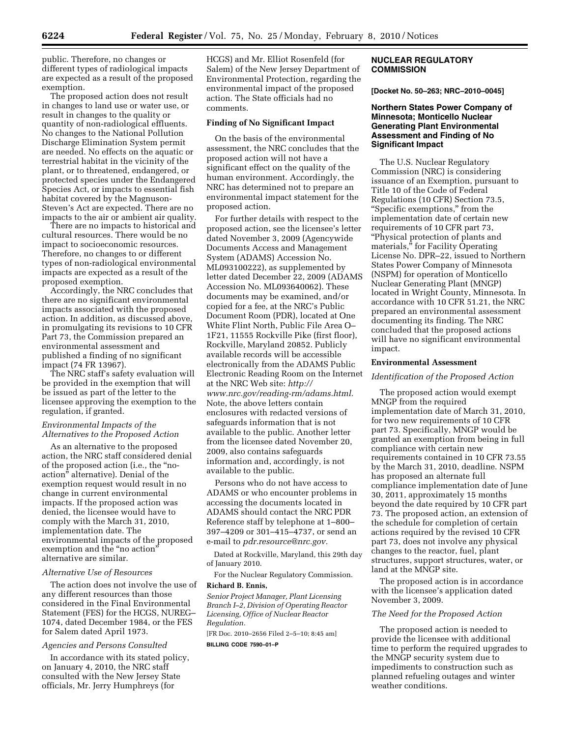public. Therefore, no changes or different types of radiological impacts are expected as a result of the proposed exemption.

The proposed action does not result in changes to land use or water use, or result in changes to the quality or quantity of non-radiological effluents. No changes to the National Pollution Discharge Elimination System permit are needed. No effects on the aquatic or terrestrial habitat in the vicinity of the plant, or to threatened, endangered, or protected species under the Endangered Species Act, or impacts to essential fish habitat covered by the Magnuson-Steven's Act are expected. There are no impacts to the air or ambient air quality.

There are no impacts to historical and cultural resources. There would be no impact to socioeconomic resources. Therefore, no changes to or different types of non-radiological environmental impacts are expected as a result of the proposed exemption.

Accordingly, the NRC concludes that there are no significant environmental impacts associated with the proposed action. In addition, as discussed above, in promulgating its revisions to 10 CFR Part 73, the Commission prepared an environmental assessment and published a finding of no significant impact (74 FR 13967).

The NRC staff's safety evaluation will be provided in the exemption that will be issued as part of the letter to the licensee approving the exemption to the regulation, if granted.

*Environmental Impacts of the Alternatives to the Proposed Action*

As an alternative to the proposed action, the NRC staff considered denial of the proposed action (i.e., the "no-action" alternative). Denial of the exemption request would result in no change in current environmental impacts. If the proposed action was denied, the licensee would have to comply with the March 31, 2010, implementation date. The environmental impacts of the proposed exemption and the "no action" alternative are similar.

*Alternative Use of Resources*

The action does not involve the use of any different resources than those considered in the Final Environmental Statement (FES) for the HCGS, NUREG–1074, dated December 1984, or the FES for Salem dated April 1973.

*Agencies and Persons Consulted*

In accordance with its stated policy, on January 4, 2010, the NRC staff consulted with the New Jersey State officials, Mr. Jerry Humphreys (for HCGS) and Mr. Elliot Rosenfeld (for Salem) of the New Jersey Department of Environmental Protection, regarding the environmental impact of the proposed action. The State officials had no comments.

**Finding of No Significant Impact**

On the basis of the environmental assessment, the NRC concludes that the proposed action will not have a significant effect on the quality of the human environment. Accordingly, the NRC has determined not to prepare an environmental impact statement for the proposed action.

For further details with respect to the proposed action, see the licensee's letter dated November 3, 2009 (Agencywide Documents Access and Management System (ADAMS) Accession No. ML093100222), as supplemented by letter dated December 22, 2009 (ADAMS Accession No. ML093640062). These documents may be examined, and/or copied for a fee, at the NRC's Public Document Room (PDR), located at One White Flint North, Public File Area O–1F21, 11555 Rockville Pike (first floor), Rockville, Maryland 20852. Publicly available records will be accessible electronically from the ADAMS Public Electronic Reading Room on the Internet at the NRC Web site: *http://www.nrc.gov/reading-rm/adams.html.* Note, the above letters contain enclosures with redacted versions of safeguards information that is not available to the public. Another letter from the licensee dated November 20, 2009, also contains safeguards information and, accordingly, is not available to the public.

Persons who do not have access to ADAMS or who encounter problems in accessing the documents located in ADAMS should contact the NRC PDR Reference staff by telephone at 1–800–397–4209 or 301–415–4737, or send an e-mail to *pdr.resource@nrc.gov.*

Dated at Rockville, Maryland, this 29th day of January 2010.

For the Nuclear Regulatory Commission.

**Richard B. Ennis,**

*Senior Project Manager, Plant Licensing Branch I–2, Division of Operating Reactor Licensing, Office of Nuclear Reactor Regulation.*

[FR Doc. 2010–2656 Filed 2–5–10; 8:45 am]

**BILLING CODE 7590–01–P**

## NUCLEAR REGULATORY COMMISSION

**[Docket No. 50–263; NRC–2010–0045]**

### Northern States Power Company of Minnesota; Monticello Nuclear Generating Plant Environmental Assessment and Finding of No Significant Impact

The U.S. Nuclear Regulatory Commission (NRC) is considering issuance of an Exemption, pursuant to Title 10 of the Code of Federal Regulations (10 CFR) Section 73.5, "Specific exemptions," from the implementation date of certain new requirements of 10 CFR part 73, "Physical protection of plants and materials," for Facility Operating License No. DPR–22, issued to Northern States Power Company of Minnesota (NSPM) for operation of Monticello Nuclear Generating Plant (MNGP) located in Wright County, Minnesota. In accordance with 10 CFR 51.21, the NRC prepared an environmental assessment documenting its finding. The NRC concluded that the proposed actions will have no significant environmental impact.

**Environmental Assessment**

*Identification of the Proposed Action*

The proposed action would exempt MNGP from the required implementation date of March 31, 2010, for two new requirements of 10 CFR part 73. Specifically, MNGP would be granted an exemption from being in full compliance with certain new requirements contained in 10 CFR 73.55 by the March 31, 2010, deadline. NSPM has proposed an alternate full compliance implementation date of June 30, 2011, approximately 15 months beyond the date required by 10 CFR part 73. The proposed action, an extension of the schedule for completion of certain actions required by the revised 10 CFR part 73, does not involve any physical changes to the reactor, fuel, plant structures, support structures, water, or land at the MNGP site.

The proposed action is in accordance with the licensee's application dated November 3, 2009.

*The Need for the Proposed Action*

The proposed action is needed to provide the licensee with additional time to perform the required upgrades to the MNGP security system due to impediments to construction such as planned refueling outages and winter weather conditions.